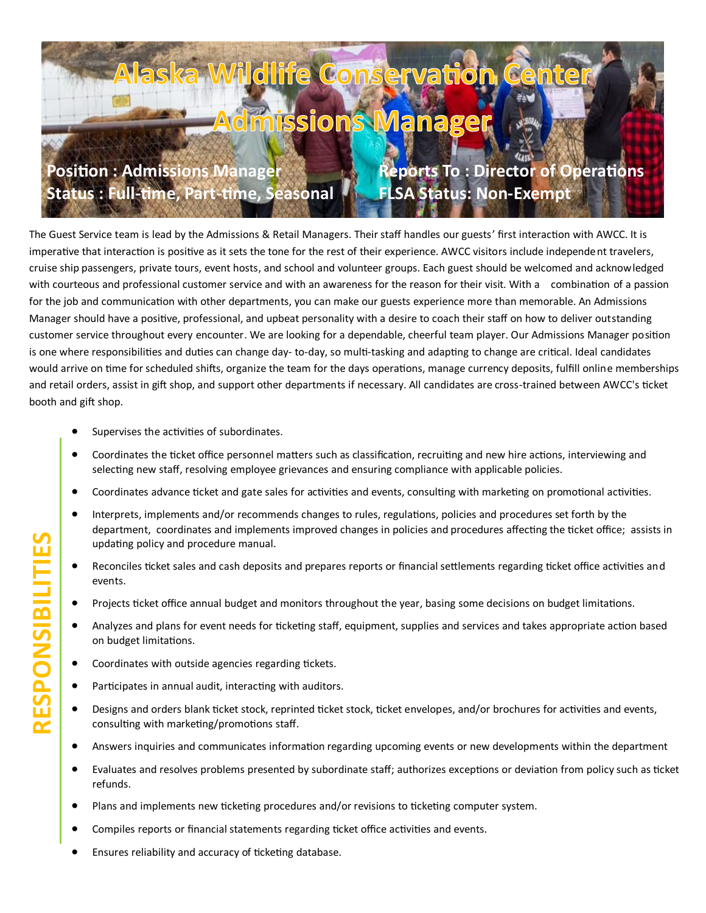# Alaska Wildlife Conservation Center

## Admissions Manager

**Position : Admissions Manager**
**Status : Full-time, Part-time, Seasonal**

**Reports To : Director of Operations**
**FLSA Status: Non-Exempt**

The Guest Service team is lead by the Admissions & Retail Managers. Their staff handles our guests' first interaction with AWCC. It is imperative that interaction is positive as it sets the tone for the rest of their experience. AWCC visitors include independent travelers, cruise ship passengers, private tours, event hosts, and school and volunteer groups. Each guest should be welcomed and acknowledged with courteous and professional customer service and with an awareness for the reason for their visit. With a combination of a passion for the job and communication with other departments, you can make our guests experience more than memorable. An Admissions Manager should have a positive, professional, and upbeat personality with a desire to coach their staff on how to deliver outstanding customer service throughout every encounter. We are looking for a dependable, cheerful team player. Our Admissions Manager position is one where responsibilities and duties can change day- to-day, so multi-tasking and adapting to change are critical. Ideal candidates would arrive on time for scheduled shifts, organize the team for the days operations, manage currency deposits, fulfill online memberships and retail orders, assist in gift shop, and support other departments if necessary. All candidates are cross-trained between AWCC's ticket booth and gift shop.

## RESPONSIBILITIES

- Supervises the activities of subordinates.
- Coordinates the ticket office personnel matters such as classification, recruiting and new hire actions, interviewing and selecting new staff, resolving employee grievances and ensuring compliance with applicable policies.
- Coordinates advance ticket and gate sales for activities and events, consulting with marketing on promotional activities.
- Interprets, implements and/or recommends changes to rules, regulations, policies and procedures set forth by the department, coordinates and implements improved changes in policies and procedures affecting the ticket office; assists in updating policy and procedure manual.
- Reconciles ticket sales and cash deposits and prepares reports or financial settlements regarding ticket office activities and events.
- Projects ticket office annual budget and monitors throughout the year, basing some decisions on budget limitations.
- Analyzes and plans for event needs for ticketing staff, equipment, supplies and services and takes appropriate action based on budget limitations.
- Coordinates with outside agencies regarding tickets.
- Participates in annual audit, interacting with auditors.
- Designs and orders blank ticket stock, reprinted ticket stock, ticket envelopes, and/or brochures for activities and events, consulting with marketing/promotions staff.
- Answers inquiries and communicates information regarding upcoming events or new developments within the department
- Evaluates and resolves problems presented by subordinate staff; authorizes exceptions or deviation from policy such as ticket refunds.
- Plans and implements new ticketing procedures and/or revisions to ticketing computer system.
- Compiles reports or financial statements regarding ticket office activities and events.
- Ensures reliability and accuracy of ticketing database.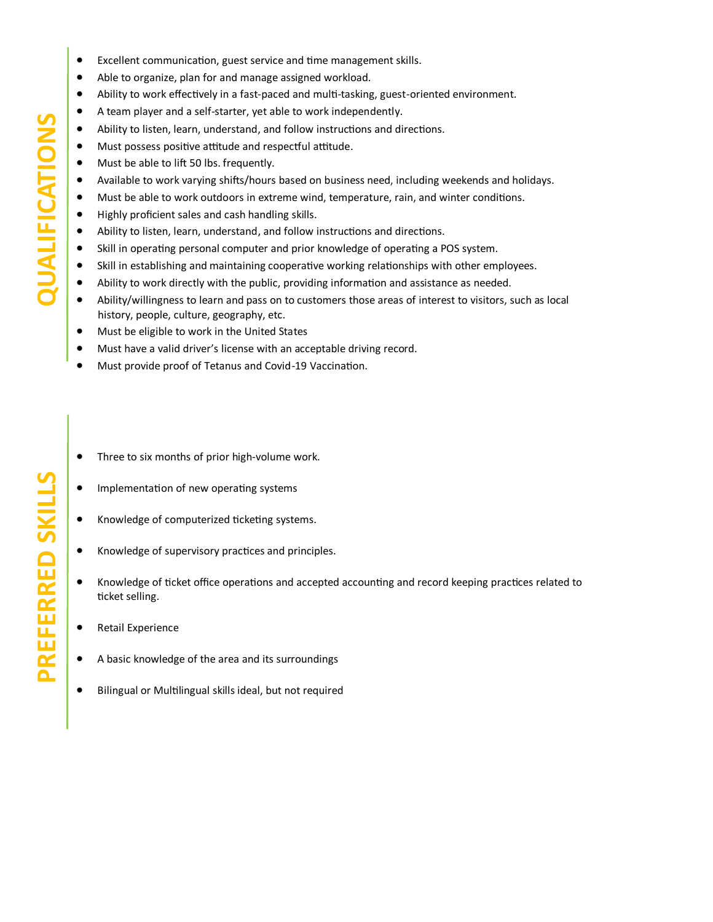## QUALIFICATIONS

- Excellent communication, guest service and time management skills.
- Able to organize, plan for and manage assigned workload.
- Ability to work effectively in a fast-paced and multi-tasking, guest-oriented environment.
- A team player and a self-starter, yet able to work independently.
- Ability to listen, learn, understand, and follow instructions and directions.
- Must possess positive attitude and respectful attitude.
- Must be able to lift 50 lbs. frequently.
- Available to work varying shifts/hours based on business need, including weekends and holidays.
- Must be able to work outdoors in extreme wind, temperature, rain, and winter conditions.
- Highly proficient sales and cash handling skills.
- Ability to listen, learn, understand, and follow instructions and directions.
- Skill in operating personal computer and prior knowledge of operating a POS system.
- Skill in establishing and maintaining cooperative working relationships with other employees.
- Ability to work directly with the public, providing information and assistance as needed.
- Ability/willingness to learn and pass on to customers those areas of interest to visitors, such as local history, people, culture, geography, etc.
- Must be eligible to work in the United States
- Must have a valid driver's license with an acceptable driving record.
- Must provide proof of Tetanus and Covid-19 Vaccination.

## PREFERRED SKILLS

- Three to six months of prior high-volume work.
- Implementation of new operating systems
- Knowledge of computerized ticketing systems.
- Knowledge of supervisory practices and principles.
- Knowledge of ticket office operations and accepted accounting and record keeping practices related to ticket selling.
- Retail Experience
- A basic knowledge of the area and its surroundings
- Bilingual or Multilingual skills ideal, but not required